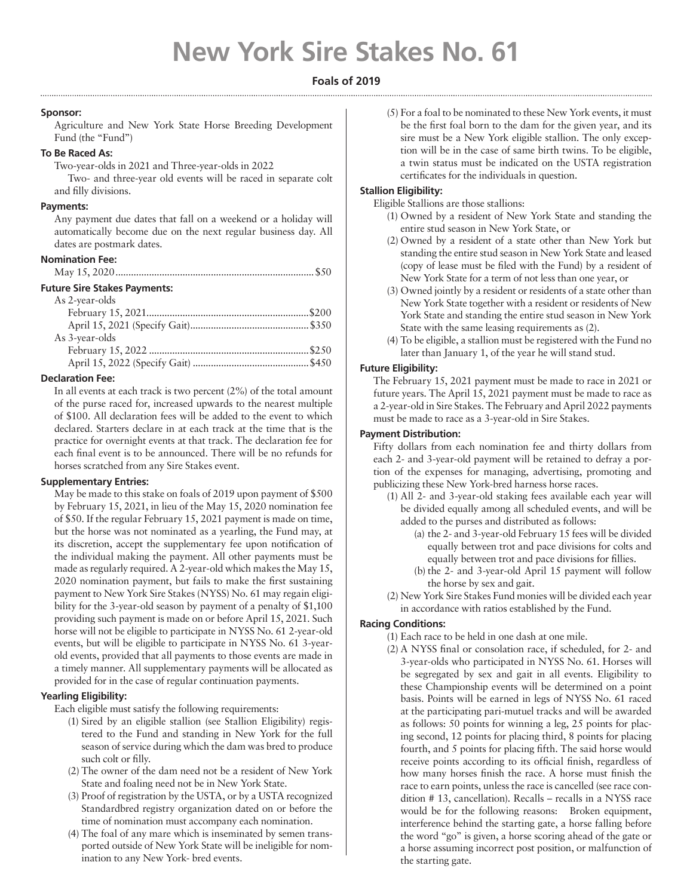# New York Sire Stakes No. 61

**Foals of 2019**

### Sponsor:

Agriculture and New York State Horse Breeding Development Fund (the "Fund")

### To Be Raced As:

Two-year-olds in 2021 and Three-year-olds in 2022

Two- and three-year old events will be raced in separate colt and filly divisions.

### Payments:

Any payment due dates that fall on a weekend or a holiday will automatically become due on the next regular business day. All dates are postmark dates.

### Nomination Fee:

May 15, 2020 ........................................ $50

### Future Sire Stakes Payments:

As 2-year-olds

- February 15, 2021 ........................................ $200
- April 15, 2021 (Specify Gait) ........................................ $350

As 3-year-olds

- February 15, 2022 ........................................ $250
- April 15, 2022 (Specify Gait) ........................................ $450

### Declaration Fee:

In all events at each track is two percent (2%) of the total amount of the purse raced for, increased upwards to the nearest multiple of $100. All declaration fees will be added to the event to which declared. Starters declare in at each track at the time that is the practice for overnight events at that track. The declaration fee for each final event is to be announced. There will be no refunds for horses scratched from any Sire Stakes event.

### Supplementary Entries:

May be made to this stake on foals of 2019 upon payment of $500 by February 15, 2021, in lieu of the May 15, 2020 nomination fee of $50. If the regular February 15, 2021 payment is made on time, but the horse was not nominated as a yearling, the Fund may, at its discretion, accept the supplementary fee upon notification of the individual making the payment. All other payments must be made as regularly required. A 2-year-old which makes the May 15, 2020 nomination payment, but fails to make the first sustaining payment to New York Sire Stakes (NYSS) No. 61 may regain eligibility for the 3-year-old season by payment of a penalty of $1,100 providing such payment is made on or before April 15, 2021. Such horse will not be eligible to participate in NYSS No. 61 2-year-old events, but will be eligible to participate in NYSS No. 61 3-year-old events, provided that all payments to those events are made in a timely manner. All supplementary payments will be allocated as provided for in the case of regular continuation payments.

### Yearling Eligibility:

Each eligible must satisfy the following requirements:

(1) Sired by an eligible stallion (see Stallion Eligibility) registered to the Fund and standing in New York for the full season of service during which the dam was bred to produce such colt or filly.

(2) The owner of the dam need not be a resident of New York State and foaling need not be in New York State.

(3) Proof of registration by the USTA, or by a USTA recognized Standardbred registry organization dated on or before the time of nomination must accompany each nomination.

(4) The foal of any mare which is inseminated by semen transported outside of New York State will be ineligible for nomination to any New York- bred events.

(5) For a foal to be nominated to these New York events, it must be the first foal born to the dam for the given year, and its sire must be a New York eligible stallion. The only exception will be in the case of same birth twins. To be eligible, a twin status must be indicated on the USTA registration certificates for the individuals in question.

### Stallion Eligibility:

Eligible Stallions are those stallions:

(1) Owned by a resident of New York State and standing the entire stud season in New York State, or

(2) Owned by a resident of a state other than New York but standing the entire stud season in New York State and leased (copy of lease must be filed with the Fund) by a resident of New York State for a term of not less than one year, or

(3) Owned jointly by a resident or residents of a state other than New York State together with a resident or residents of New York State and standing the entire stud season in New York State with the same leasing requirements as (2).

(4) To be eligible, a stallion must be registered with the Fund no later than January 1, of the year he will stand stud.

### Future Eligibility:

The February 15, 2021 payment must be made to race in 2021 or future years. The April 15, 2021 payment must be made to race as a 2-year-old in Sire Stakes. The February and April 2022 payments must be made to race as a 3-year-old in Sire Stakes.

### Payment Distribution:

Fifty dollars from each nomination fee and thirty dollars from each 2- and 3-year-old payment will be retained to defray a portion of the expenses for managing, advertising, promoting and publicizing these New York-bred harness horse races.

(1) All 2- and 3-year-old staking fees available each year will be divided equally among all scheduled events, and will be added to the purses and distributed as follows:

(a) the 2- and 3-year-old February 15 fees will be divided equally between trot and pace divisions for colts and equally between trot and pace divisions for fillies.

(b) the 2- and 3-year-old April 15 payment will follow the horse by sex and gait.

(2) New York Sire Stakes Fund monies will be divided each year in accordance with ratios established by the Fund.

### Racing Conditions:

(1) Each race to be held in one dash at one mile.

(2) A NYSS final or consolation race, if scheduled, for 2- and 3-year-olds who participated in NYSS No. 61. Horses will be segregated by sex and gait in all events. Eligibility to these Championship events will be determined on a point basis. Points will be earned in legs of NYSS No. 61 raced at the participating pari-mutuel tracks and will be awarded as follows: 50 points for winning a leg, 25 points for placing second, 12 points for placing third, 8 points for placing fourth, and 5 points for placing fifth. The said horse would receive points according to its official finish, regardless of how many horses finish the race. A horse must finish the race to earn points, unless the race is cancelled (see race condition # 13, cancellation). Recalls – recalls in a NYSS race would be for the following reasons: Broken equipment, interference behind the starting gate, a horse falling before the word "go" is given, a horse scoring ahead of the gate or a horse assuming incorrect post position, or malfunction of the starting gate.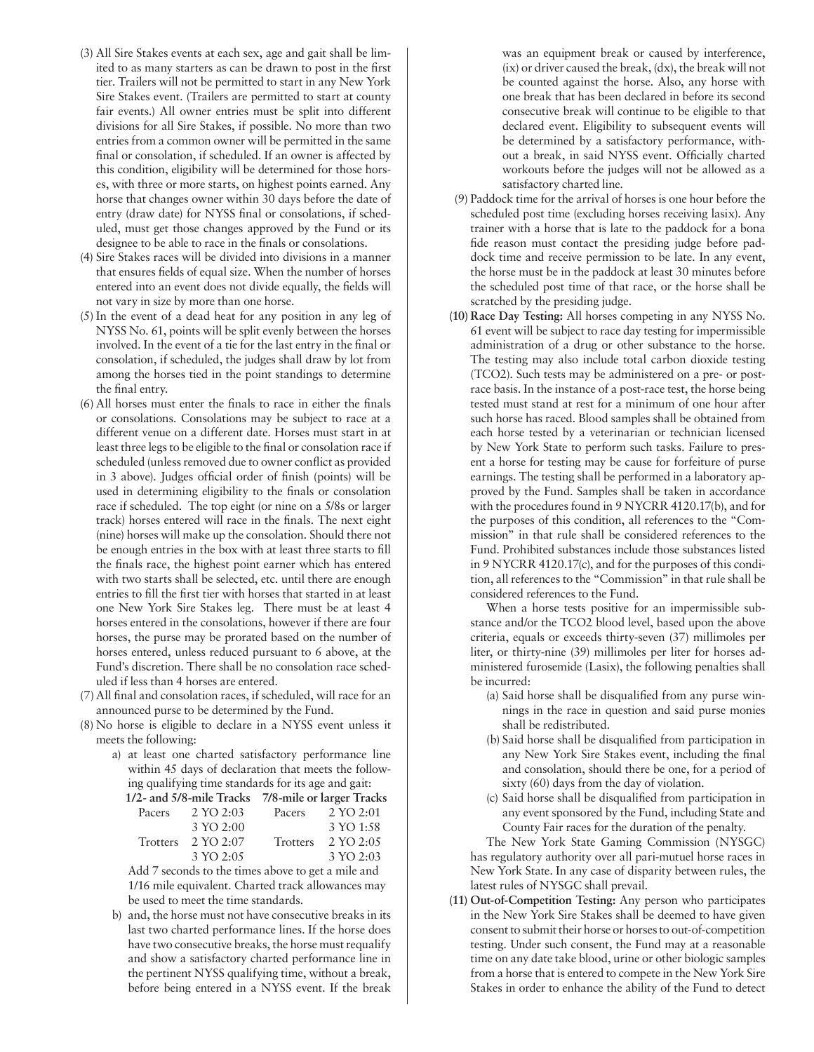(3) All Sire Stakes events at each sex, age and gait shall be limited to as many starters as can be drawn to post in the first tier. Trailers will not be permitted to start in any New York Sire Stakes event. (Trailers are permitted to start at county fair events.) All owner entries must be split into different divisions for all Sire Stakes, if possible. No more than two entries from a common owner will be permitted in the same final or consolation, if scheduled. If an owner is affected by this condition, eligibility will be determined for those horses, with three or more starts, on highest points earned. Any horse that changes owner within 30 days before the date of entry (draw date) for NYSS final or consolations, if scheduled, must get those changes approved by the Fund or its designee to be able to race in the finals or consolations.

(4) Sire Stakes races will be divided into divisions in a manner that ensures fields of equal size. When the number of horses entered into an event does not divide equally, the fields will not vary in size by more than one horse.

(5) In the event of a dead heat for any position in any leg of NYSS No. 61, points will be split evenly between the horses involved. In the event of a tie for the last entry in the final or consolation, if scheduled, the judges shall draw by lot from among the horses tied in the point standings to determine the final entry.

(6) All horses must enter the finals to race in either the finals or consolations. Consolations may be subject to race at a different venue on a different date. Horses must start in at least three legs to be eligible to the final or consolation race if scheduled (unless removed due to owner conflict as provided in 3 above). Judges official order of finish (points) will be used in determining eligibility to the finals or consolation race if scheduled. The top eight (or nine on a 5/8s or larger track) horses entered will race in the finals. The next eight (nine) horses will make up the consolation. Should there not be enough entries in the box with at least three starts to fill the finals race, the highest point earner which has entered with two starts shall be selected, etc. until there are enough entries to fill the first tier with horses that started in at least one New York Sire Stakes leg. There must be at least 4 horses entered in the consolations, however if there are four horses, the purse may be prorated based on the number of horses entered, unless reduced pursuant to 6 above, at the Fund's discretion. There shall be no consolation race scheduled if less than 4 horses are entered.

(7) All final and consolation races, if scheduled, will race for an announced purse to be determined by the Fund.

(8) No horse is eligible to declare in a NYSS event unless it meets the following:

a) at least one charted satisfactory performance line within 45 days of declaration that meets the following qualifying time standards for its age and gait:

| 1/2- and 5/8-mile Tracks | | 7/8-mile or larger Tracks | |
|---|---|---|---|
| Pacers | 2 YO 2:03 | Pacers | 2 YO 2:01 |
| | 3 YO 2:00 | | 3 YO 1:58 |
| Trotters | 2 YO 2:07 | Trotters | 2 YO 2:05 |
| | 3 YO 2:05 | | 3 YO 2:03 |

Add 7 seconds to the times above to get a mile and 1/16 mile equivalent. Charted track allowances may be used to meet the time standards.

b) and, the horse must not have consecutive breaks in its last two charted performance lines. If the horse does have two consecutive breaks, the horse must requalify and show a satisfactory charted performance line in the pertinent NYSS qualifying time, without a break, before being entered in a NYSS event. If the break was an equipment break or caused by interference, (ix) or driver caused the break, (dx), the break will not be counted against the horse. Also, any horse with one break that has been declared in before its second consecutive break will continue to be eligible to that declared event. Eligibility to subsequent events will be determined by a satisfactory performance, without a break, in said NYSS event. Officially charted workouts before the judges will not be allowed as a satisfactory charted line.

(9) Paddock time for the arrival of horses is one hour before the scheduled post time (excluding horses receiving lasix). Any trainer with a horse that is late to the paddock for a bona fide reason must contact the presiding judge before paddock time and receive permission to be late. In any event, the horse must be in the paddock at least 30 minutes before the scheduled post time of that race, or the horse shall be scratched by the presiding judge.

**(10) Race Day Testing:** All horses competing in any NYSS No. 61 event will be subject to race day testing for impermissible administration of a drug or other substance to the horse. The testing may also include total carbon dioxide testing (TCO2). Such tests may be administered on a pre- or post-race basis. In the instance of a post-race test, the horse being tested must stand at rest for a minimum of one hour after such horse has raced. Blood samples shall be obtained from each horse tested by a veterinarian or technician licensed by New York State to perform such tasks. Failure to present a horse for testing may be cause for forfeiture of purse earnings. The testing shall be performed in a laboratory approved by the Fund. Samples shall be taken in accordance with the procedures found in 9 NYCRR 4120.17(b), and for the purposes of this condition, all references to the "Commission" in that rule shall be considered references to the Fund. Prohibited substances include those substances listed in 9 NYCRR 4120.17(c), and for the purposes of this condition, all references to the "Commission" in that rule shall be considered references to the Fund.

When a horse tests positive for an impermissible substance and/or the TCO2 blood level, based upon the above criteria, equals or exceeds thirty-seven (37) millimoles per liter, or thirty-nine (39) millimoles per liter for horses administered furosemide (Lasix), the following penalties shall be incurred:

(a) Said horse shall be disqualified from any purse winnings in the race in question and said purse monies shall be redistributed.

(b) Said horse shall be disqualified from participation in any New York Sire Stakes event, including the final and consolation, should there be one, for a period of sixty (60) days from the day of violation.

(c) Said horse shall be disqualified from participation in any event sponsored by the Fund, including State and County Fair races for the duration of the penalty.

The New York State Gaming Commission (NYSGC) has regulatory authority over all pari-mutuel horse races in New York State. In any case of disparity between rules, the latest rules of NYSGC shall prevail.

**(11) Out-of-Competition Testing:** Any person who participates in the New York Sire Stakes shall be deemed to have given consent to submit their horse or horses to out-of-competition testing. Under such consent, the Fund may at a reasonable time on any date take blood, urine or other biologic samples from a horse that is entered to compete in the New York Sire Stakes in order to enhance the ability of the Fund to detect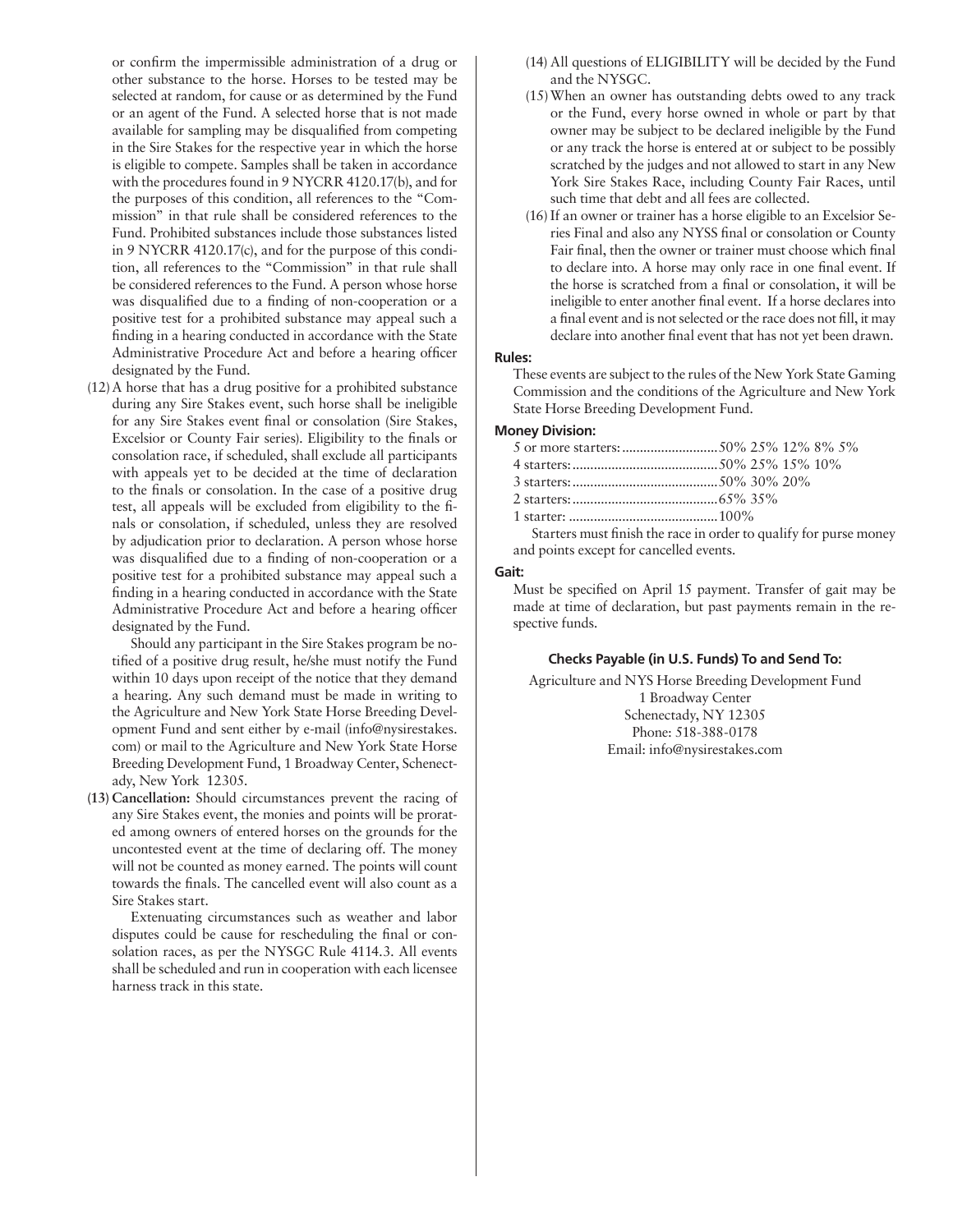or confirm the impermissible administration of a drug or other substance to the horse. Horses to be tested may be selected at random, for cause or as determined by the Fund or an agent of the Fund. A selected horse that is not made available for sampling may be disqualified from competing in the Sire Stakes for the respective year in which the horse is eligible to compete. Samples shall be taken in accordance with the procedures found in 9 NYCRR 4120.17(b), and for the purposes of this condition, all references to the "Commission" in that rule shall be considered references to the Fund. Prohibited substances include those substances listed in 9 NYCRR 4120.17(c), and for the purpose of this condition, all references to the "Commission" in that rule shall be considered references to the Fund. A person whose horse was disqualified due to a finding of non-cooperation or a positive test for a prohibited substance may appeal such a finding in a hearing conducted in accordance with the State Administrative Procedure Act and before a hearing officer designated by the Fund.

(12) A horse that has a drug positive for a prohibited substance during any Sire Stakes event, such horse shall be ineligible for any Sire Stakes event final or consolation (Sire Stakes, Excelsior or County Fair series). Eligibility to the finals or consolation race, if scheduled, shall exclude all participants with appeals yet to be decided at the time of declaration to the finals or consolation. In the case of a positive drug test, all appeals will be excluded from eligibility to the finals or consolation, if scheduled, unless they are resolved by adjudication prior to declaration. A person whose horse was disqualified due to a finding of non-cooperation or a positive test for a prohibited substance may appeal such a finding in a hearing conducted in accordance with the State Administrative Procedure Act and before a hearing officer designated by the Fund.

Should any participant in the Sire Stakes program be notified of a positive drug result, he/she must notify the Fund within 10 days upon receipt of the notice that they demand a hearing. Any such demand must be made in writing to the Agriculture and New York State Horse Breeding Development Fund and sent either by e-mail (info@nysirestakes.com) or mail to the Agriculture and New York State Horse Breeding Development Fund, 1 Broadway Center, Schenectady, New York 12305.

(13) **Cancellation:** Should circumstances prevent the racing of any Sire Stakes event, the monies and points will be prorated among owners of entered horses on the grounds for the uncontested event at the time of declaring off. The money will not be counted as money earned. The points will count towards the finals. The cancelled event will also count as a Sire Stakes start.

Extenuating circumstances such as weather and labor disputes could be cause for rescheduling the final or consolation races, as per the NYSGC Rule 4114.3. All events shall be scheduled and run in cooperation with each licensee harness track in this state.

(14) All questions of ELIGIBILITY will be decided by the Fund and the NYSGC.

(15) When an owner has outstanding debts owed to any track or the Fund, every horse owned in whole or part by that owner may be subject to be declared ineligible by the Fund or any track the horse is entered at or subject to be possibly scratched by the judges and not allowed to start in any New York Sire Stakes Race, including County Fair Races, until such time that debt and all fees are collected.

(16) If an owner or trainer has a horse eligible to an Excelsior Series Final and also any NYSS final or consolation or County Fair final, then the owner or trainer must choose which final to declare into. A horse may only race in one final event. If the horse is scratched from a final or consolation, it will be ineligible to enter another final event. If a horse declares into a final event and is not selected or the race does not fill, it may declare into another final event that has not yet been drawn.

**Rules:**

These events are subject to the rules of the New York State Gaming Commission and the conditions of the Agriculture and New York State Horse Breeding Development Fund.

**Money Division:**

5 or more starters:..........................50% 25% 12% 8% 5%
4 starters:........................................50% 25% 15% 10%
3 starters:........................................50% 30% 20%
2 starters:........................................65% 35%
1 starter: .........................................100%

Starters must finish the race in order to qualify for purse money and points except for cancelled events.

**Gait:**

Must be specified on April 15 payment. Transfer of gait may be made at time of declaration, but past payments remain in the respective funds.

**Checks Payable (in U.S. Funds) To and Send To:**

Agriculture and NYS Horse Breeding Development Fund
1 Broadway Center
Schenectady, NY 12305
Phone: 518-388-0178
Email: info@nysirestakes.com